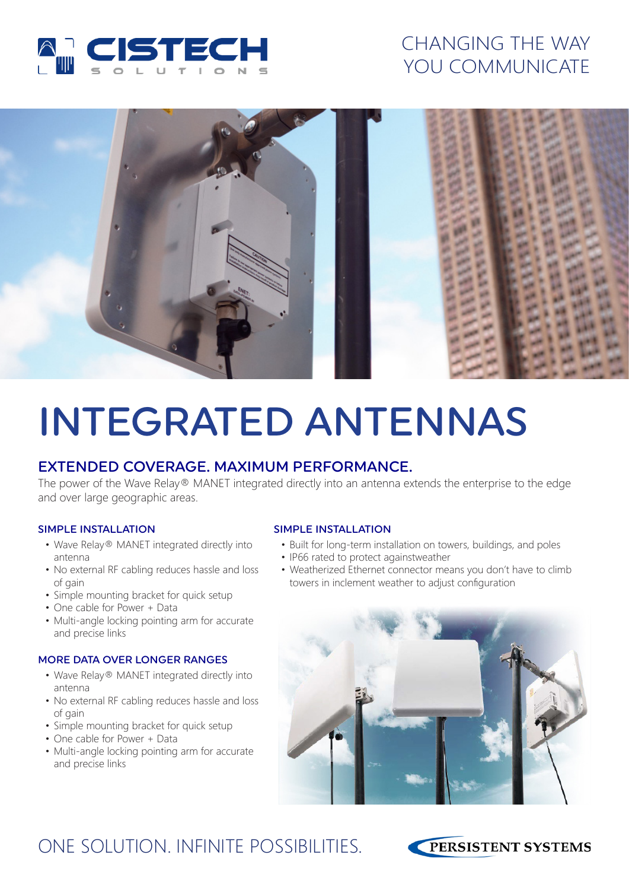CISTECH SOLUTIONS

CHANGING THE WAY YOU COMMUNICATE

# INTEGRATED ANTENNAS

## EXTENDED COVERAGE. MAXIMUM PERFORMANCE.

The power of the Wave Relay® MANET integrated directly into an antenna extends the enterprise to the edge and over large geographic areas.

### SIMPLE INSTALLATION

- Wave Relay® MANET integrated directly into antenna
- No external RF cabling reduces hassle and loss of gain
- Simple mounting bracket for quick setup
- One cable for Power + Data
- Multi-angle locking pointing arm for accurate and precise links

### MORE DATA OVER LONGER RANGES

- Wave Relay® MANET integrated directly into antenna
- No external RF cabling reduces hassle and loss of gain
- Simple mounting bracket for quick setup
- One cable for Power + Data
- Multi-angle locking pointing arm for accurate and precise links

### SIMPLE INSTALLATION

- Built for long-term installation on towers, buildings, and poles
- IP66 rated to protect againstweather
- Weatherized Ethernet connector means you don't have to climb towers in inclement weather to adjust configuration

ONE SOLUTION. INFINITE POSSIBILITIES.

PERSISTENT SYSTEMS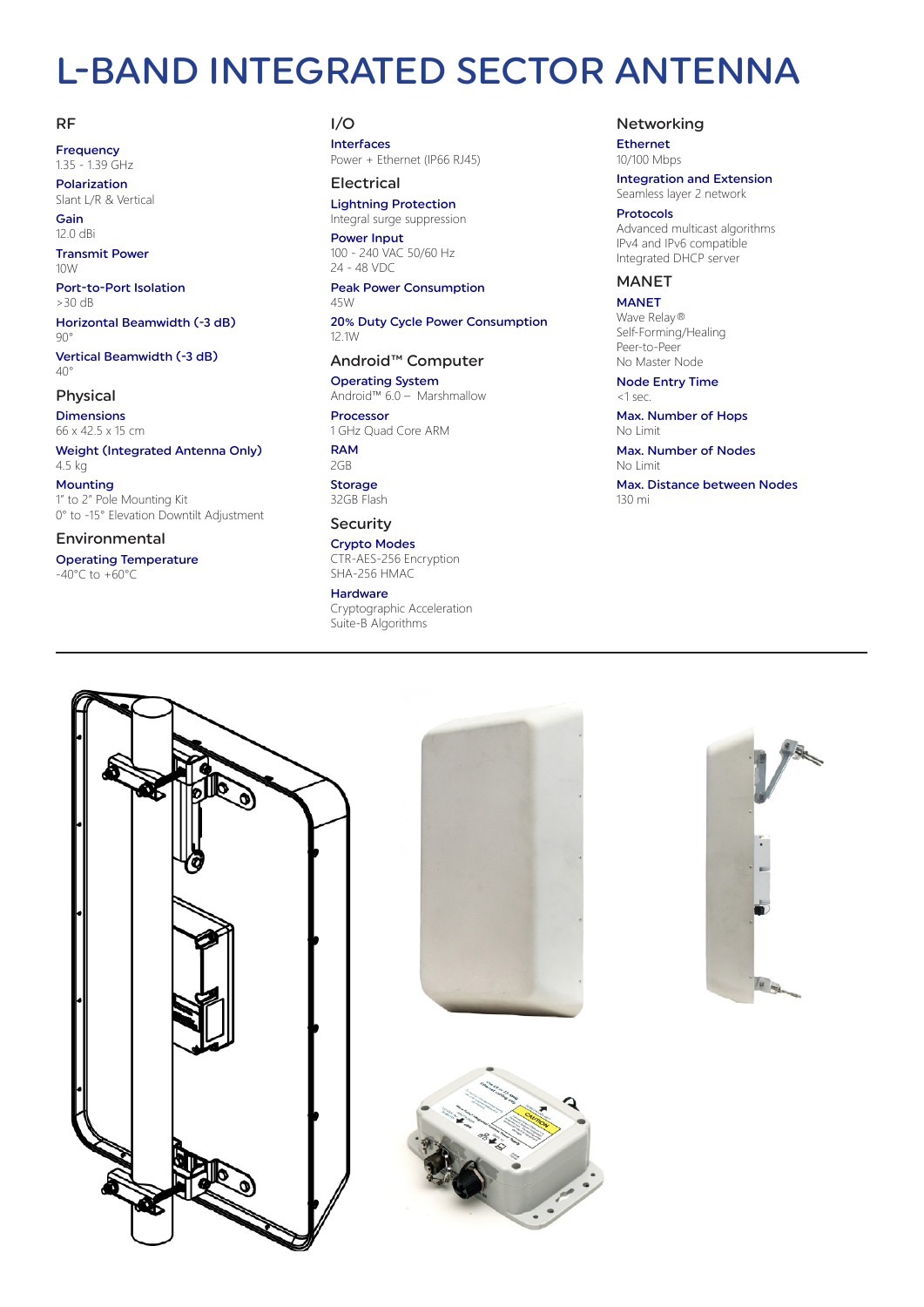# L-BAND INTEGRATED SECTOR ANTENNA

## RF

**Frequency**
1.35 - 1.39 GHz

**Polarization**
Slant L/R & Vertical

**Gain**
12.0 dBi

**Transmit Power**
10W

**Port-to-Port Isolation**
>30 dB

**Horizontal Beamwidth (-3 dB)**
90°

**Vertical Beamwidth (-3 dB)**
40°

## Physical

**Dimensions**
66 x 42.5 x 15 cm

**Weight (Integrated Antenna Only)**
4.5 kg

**Mounting**
1" to 2" Pole Mounting Kit
0° to -15° Elevation Downtilt Adjustment

## Environmental

**Operating Temperature**
-40°C to +60°C

## I/O

**Interfaces**
Power + Ethernet (IP66 RJ45)

## Electrical

**Lightning Protection**
Integral surge suppression

**Power Input**
100 - 240 VAC 50/60 Hz
24 - 48 VDC

**Peak Power Consumption**
45W

**20% Duty Cycle Power Consumption**
12.1W

## Android™ Computer

**Operating System**
Android™ 6.0 – Marshmallow

**Processor**
1 GHz Quad Core ARM

**RAM**
2GB

**Storage**
32GB Flash

## Security

**Crypto Modes**
CTR-AES-256 Encryption
SHA-256 HMAC

**Hardware**
Cryptographic Acceleration
Suite-B Algorithms

## Networking

**Ethernet**
10/100 Mbps

**Integration and Extension**
Seamless layer 2 network

**Protocols**
Advanced multicast algorithms
IPv4 and IPv6 compatible
Integrated DHCP server

## MANET

**MANET**
Wave Relay®
Self-Forming/Healing
Peer-to-Peer
No Master Node

**Node Entry Time**
<1 sec.

**Max. Number of Hops**
No Limit

**Max. Number of Nodes**
No Limit

**Max. Distance between Nodes**
130 mi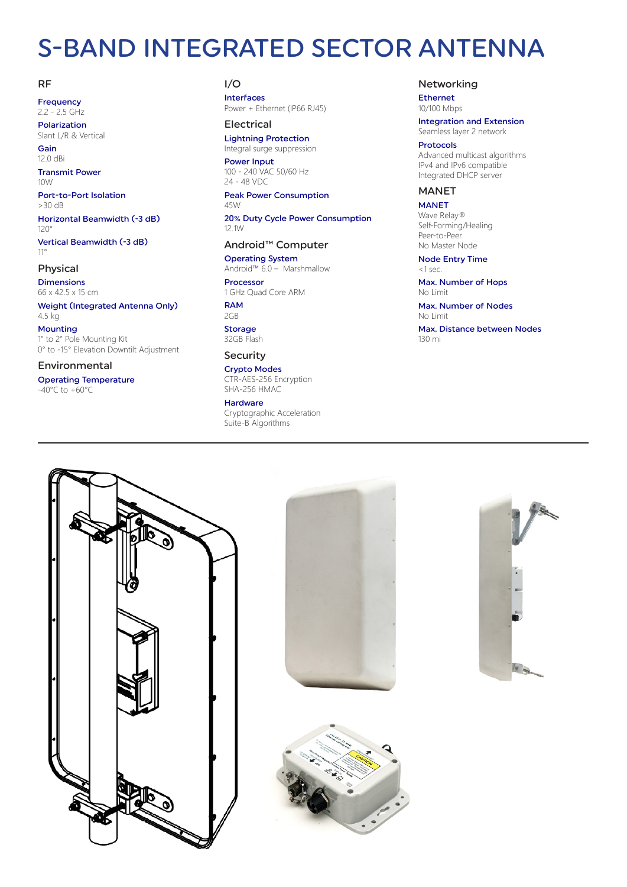# S-BAND INTEGRATED SECTOR ANTENNA

## RF

**Frequency**
2.2 - 2.5 GHz

**Polarization**
Slant L/R & Vertical

**Gain**
12.0 dBi

**Transmit Power**
10W

**Port-to-Port Isolation**
>30 dB

**Horizontal Beamwidth (-3 dB)**
120°

**Vertical Beamwidth (-3 dB)**
11°

## Physical

**Dimensions**
66 x 42.5 x 15 cm

**Weight (Integrated Antenna Only)**
4.5 kg

**Mounting**
1" to 2" Pole Mounting Kit
0° to -15° Elevation Downtilt Adjustment

## Environmental

**Operating Temperature**
-40°C to +60°C

## I/O

**Interfaces**
Power + Ethernet (IP66 RJ45)

## Electrical

**Lightning Protection**
Integral surge suppression

**Power Input**
100 - 240 VAC 50/60 Hz
24 - 48 VDC

**Peak Power Consumption**
45W

**20% Duty Cycle Power Consumption**
12.1W

## Android™ Computer

**Operating System**
Android™ 6.0 – Marshmallow

**Processor**
1 GHz Quad Core ARM

**RAM**
2GB

**Storage**
32GB Flash

## Security

**Crypto Modes**
CTR-AES-256 Encryption
SHA-256 HMAC

**Hardware**
Cryptographic Acceleration
Suite-B Algorithms

## Networking

**Ethernet**
10/100 Mbps

**Integration and Extension**
Seamless layer 2 network

**Protocols**
Advanced multicast algorithms
IPv4 and IPv6 compatible
Integrated DHCP server

## MANET

**MANET**
Wave Relay®
Self-Forming/Healing
Peer-to-Peer
No Master Node

**Node Entry Time**
<1 sec.

**Max. Number of Hops**
No Limit

**Max. Number of Nodes**
No Limit

**Max. Distance between Nodes**
130 mi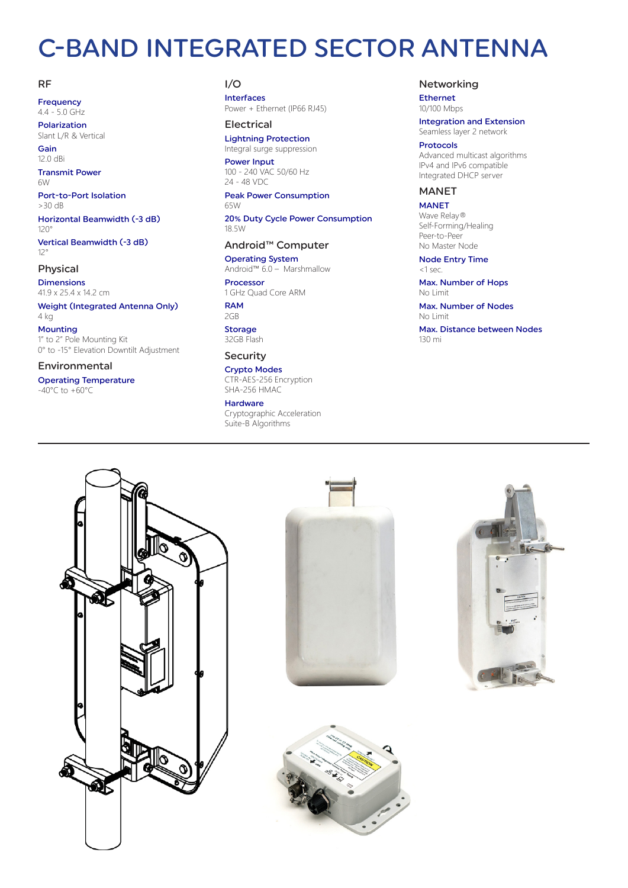# C-BAND INTEGRATED SECTOR ANTENNA

## RF

**Frequency**
4.4 - 5.0 GHz

**Polarization**
Slant L/R & Vertical

**Gain**
12.0 dBi

**Transmit Power**
6W

**Port-to-Port Isolation**
>30 dB

**Horizontal Beamwidth (-3 dB)**
120°

**Vertical Beamwidth (-3 dB)**
12°

## Physical

**Dimensions**
41.9 x 25.4 x 14.2 cm

**Weight (Integrated Antenna Only)**
4 kg

**Mounting**
1" to 2" Pole Mounting Kit
0° to -15° Elevation Downtilt Adjustment

## Environmental

**Operating Temperature**
-40°C to +60°C

## I/O

**Interfaces**
Power + Ethernet (IP66 RJ45)

## Electrical

**Lightning Protection**
Integral surge suppression

**Power Input**
100 - 240 VAC 50/60 Hz
24 - 48 VDC

**Peak Power Consumption**
65W

**20% Duty Cycle Power Consumption**
18.5W

## Android™ Computer

**Operating System**
Android™ 6.0 – Marshmallow

**Processor**
1 GHz Quad Core ARM

**RAM**
2GB

**Storage**
32GB Flash

## Security

**Crypto Modes**
CTR-AES-256 Encryption
SHA-256 HMAC

**Hardware**
Cryptographic Acceleration
Suite-B Algorithms

## Networking

**Ethernet**
10/100 Mbps

**Integration and Extension**
Seamless layer 2 network

**Protocols**
Advanced multicast algorithms
IPv4 and IPv6 compatible
Integrated DHCP server

## MANET

**MANET**
Wave Relay®
Self-Forming/Healing
Peer-to-Peer
No Master Node

**Node Entry Time**
<1 sec.

**Max. Number of Hops**
No Limit

**Max. Number of Nodes**
No Limit

**Max. Distance between Nodes**
130 mi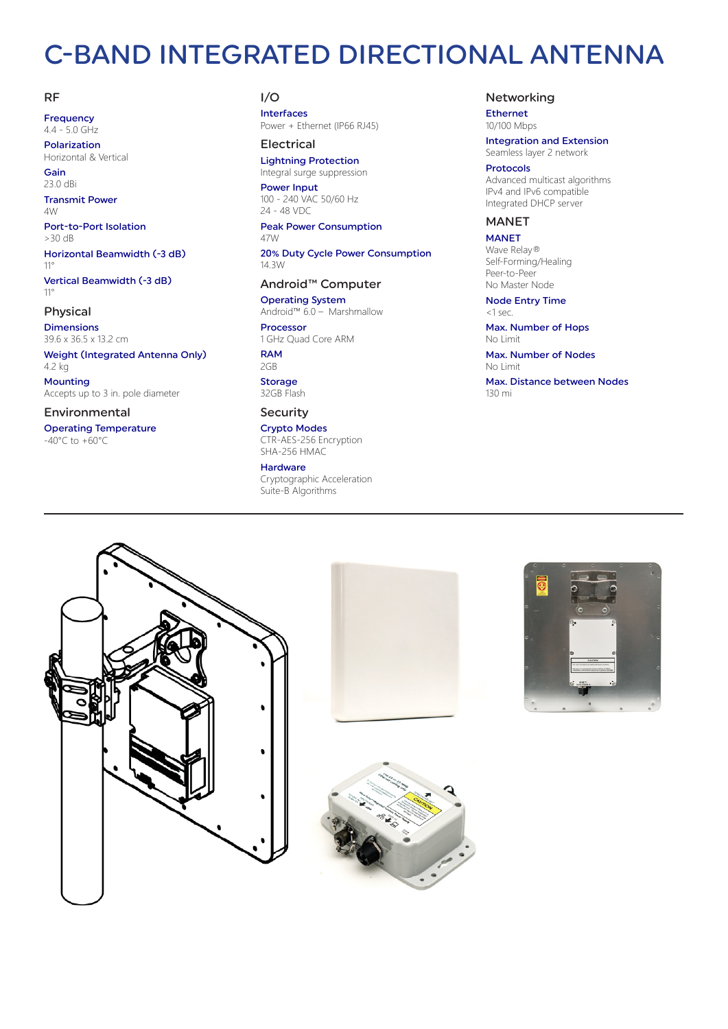# C-BAND INTEGRATED DIRECTIONAL ANTENNA

## RF

**Frequency**
4.4 - 5.0 GHz

**Polarization**
Horizontal & Vertical

**Gain**
23.0 dBi

**Transmit Power**
4W

**Port-to-Port Isolation**
>30 dB

**Horizontal Beamwidth (-3 dB)**
11°

**Vertical Beamwidth (-3 dB)**
11°

## Physical

**Dimensions**
39.6 x 36.5 x 13.2 cm

**Weight (Integrated Antenna Only)**
4.2 kg

**Mounting**
Accepts up to 3 in. pole diameter

## Environmental

**Operating Temperature**
-40°C to +60°C

## I/O

**Interfaces**
Power + Ethernet (IP66 RJ45)

## Electrical

**Lightning Protection**
Integral surge suppression

**Power Input**
100 - 240 VAC 50/60 Hz
24 - 48 VDC

**Peak Power Consumption**
47W

**20% Duty Cycle Power Consumption**
14.3W

## Android™ Computer

**Operating System**
Android™ 6.0 – Marshmallow

**Processor**
1 GHz Quad Core ARM

**RAM**
2GB

**Storage**
32GB Flash

## Security

**Crypto Modes**
CTR-AES-256 Encryption
SHA-256 HMAC

**Hardware**
Cryptographic Acceleration
Suite-B Algorithms

## Networking

**Ethernet**
10/100 Mbps

**Integration and Extension**
Seamless layer 2 network

**Protocols**
Advanced multicast algorithms
IPv4 and IPv6 compatible
Integrated DHCP server

## MANET

**MANET**
Wave Relay®
Self-Forming/Healing
Peer-to-Peer
No Master Node

**Node Entry Time**
<1 sec.

**Max. Number of Hops**
No Limit

**Max. Number of Nodes**
No Limit

**Max. Distance between Nodes**
130 mi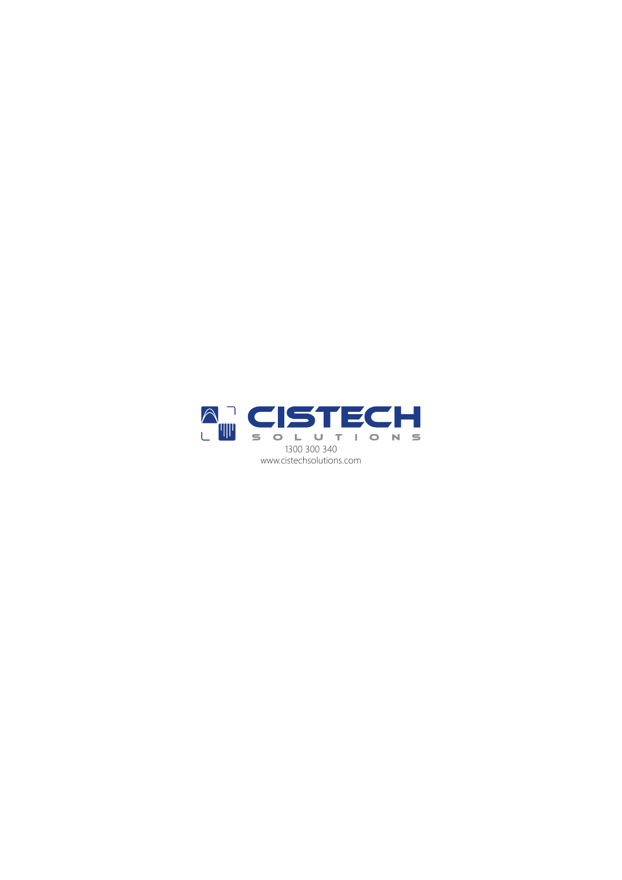CISTECH

SOLUTIONS

1300 300 340

www.cistechsolutions.com